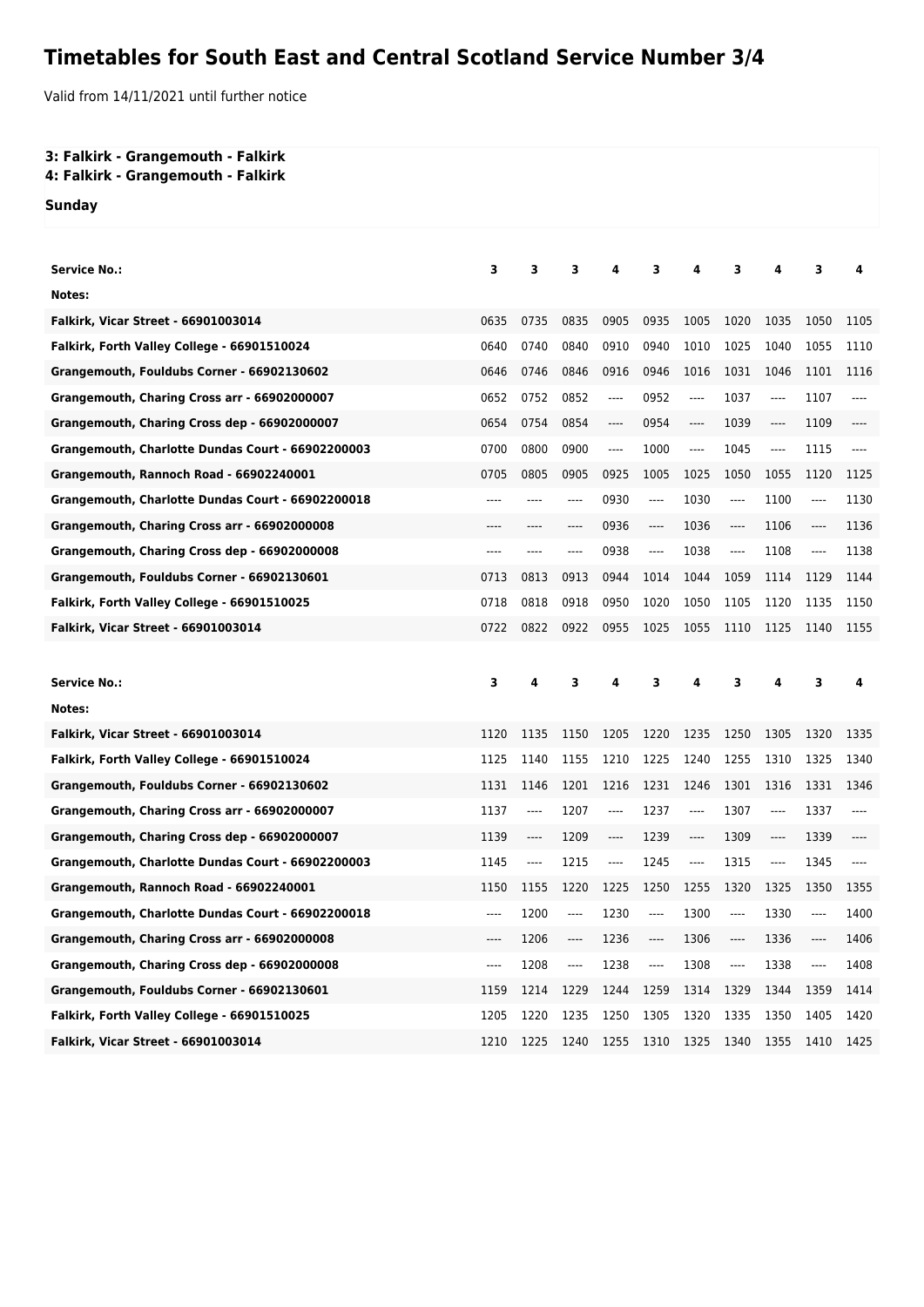# Timetables for South East and Central Scotland Service Number 3/4

Valid from 14/11/2021 until further notice

**3: Falkirk - Grangemouth - Falkirk**
**4: Falkirk - Grangemouth - Falkirk**

**Sunday**

| Service No.: | 3 | 3 | 3 | 4 | 3 | 4 | 3 | 4 | 3 | 4 |
|---|---|---|---|---|---|---|---|---|---|---|
| Notes: | | | | | | | | | | |
| Falkirk, Vicar Street - 66901003014 | 0635 | 0735 | 0835 | 0905 | 0935 | 1005 | 1020 | 1035 | 1050 | 1105 |
| Falkirk, Forth Valley College - 66901510024 | 0640 | 0740 | 0840 | 0910 | 0940 | 1010 | 1025 | 1040 | 1055 | 1110 |
| Grangemouth, Fouldubs Corner - 66902130602 | 0646 | 0746 | 0846 | 0916 | 0946 | 1016 | 1031 | 1046 | 1101 | 1116 |
| Grangemouth, Charing Cross arr - 66902000007 | 0652 | 0752 | 0852 | ---- | 0952 | ---- | 1037 | ---- | 1107 | ---- |
| Grangemouth, Charing Cross dep - 66902000007 | 0654 | 0754 | 0854 | ---- | 0954 | ---- | 1039 | ---- | 1109 | ---- |
| Grangemouth, Charlotte Dundas Court - 66902200003 | 0700 | 0800 | 0900 | ---- | 1000 | ---- | 1045 | ---- | 1115 | ---- |
| Grangemouth, Rannoch Road - 66902240001 | 0705 | 0805 | 0905 | 0925 | 1005 | 1025 | 1050 | 1055 | 1120 | 1125 |
| Grangemouth, Charlotte Dundas Court - 66902200018 | ---- | ---- | ---- | 0930 | ---- | 1030 | ---- | 1100 | ---- | 1130 |
| Grangemouth, Charing Cross arr - 66902000008 | ---- | ---- | ---- | 0936 | ---- | 1036 | ---- | 1106 | ---- | 1136 |
| Grangemouth, Charing Cross dep - 66902000008 | ---- | ---- | ---- | 0938 | ---- | 1038 | ---- | 1108 | ---- | 1138 |
| Grangemouth, Fouldubs Corner - 66902130601 | 0713 | 0813 | 0913 | 0944 | 1014 | 1044 | 1059 | 1114 | 1129 | 1144 |
| Falkirk, Forth Valley College - 66901510025 | 0718 | 0818 | 0918 | 0950 | 1020 | 1050 | 1105 | 1120 | 1135 | 1150 |
| Falkirk, Vicar Street - 66901003014 | 0722 | 0822 | 0922 | 0955 | 1025 | 1055 | 1110 | 1125 | 1140 | 1155 |

| Service No.: | 3 | 4 | 3 | 4 | 3 | 4 | 3 | 4 | 3 | 4 |
|---|---|---|---|---|---|---|---|---|---|---|
| Notes: | | | | | | | | | | |
| Falkirk, Vicar Street - 66901003014 | 1120 | 1135 | 1150 | 1205 | 1220 | 1235 | 1250 | 1305 | 1320 | 1335 |
| Falkirk, Forth Valley College - 66901510024 | 1125 | 1140 | 1155 | 1210 | 1225 | 1240 | 1255 | 1310 | 1325 | 1340 |
| Grangemouth, Fouldubs Corner - 66902130602 | 1131 | 1146 | 1201 | 1216 | 1231 | 1246 | 1301 | 1316 | 1331 | 1346 |
| Grangemouth, Charing Cross arr - 66902000007 | 1137 | ---- | 1207 | ---- | 1237 | ---- | 1307 | ---- | 1337 | ---- |
| Grangemouth, Charing Cross dep - 66902000007 | 1139 | ---- | 1209 | ---- | 1239 | ---- | 1309 | ---- | 1339 | ---- |
| Grangemouth, Charlotte Dundas Court - 66902200003 | 1145 | ---- | 1215 | ---- | 1245 | ---- | 1315 | ---- | 1345 | ---- |
| Grangemouth, Rannoch Road - 66902240001 | 1150 | 1155 | 1220 | 1225 | 1250 | 1255 | 1320 | 1325 | 1350 | 1355 |
| Grangemouth, Charlotte Dundas Court - 66902200018 | ---- | 1200 | ---- | 1230 | ---- | 1300 | ---- | 1330 | ---- | 1400 |
| Grangemouth, Charing Cross arr - 66902000008 | ---- | 1206 | ---- | 1236 | ---- | 1306 | ---- | 1336 | ---- | 1406 |
| Grangemouth, Charing Cross dep - 66902000008 | ---- | 1208 | ---- | 1238 | ---- | 1308 | ---- | 1338 | ---- | 1408 |
| Grangemouth, Fouldubs Corner - 66902130601 | 1159 | 1214 | 1229 | 1244 | 1259 | 1314 | 1329 | 1344 | 1359 | 1414 |
| Falkirk, Forth Valley College - 66901510025 | 1205 | 1220 | 1235 | 1250 | 1305 | 1320 | 1335 | 1350 | 1405 | 1420 |
| Falkirk, Vicar Street - 66901003014 | 1210 | 1225 | 1240 | 1255 | 1310 | 1325 | 1340 | 1355 | 1410 | 1425 |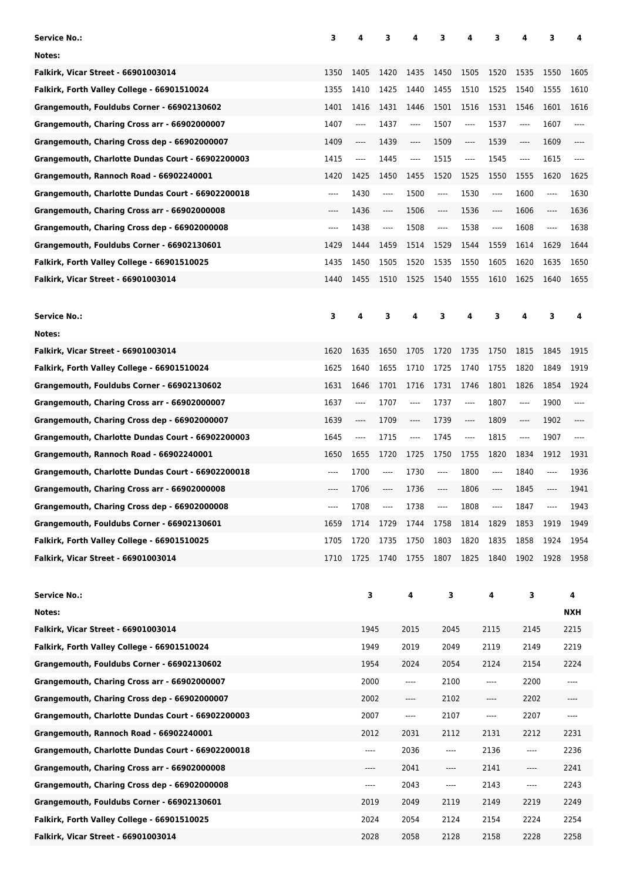| Service No.: | 3 | 4 | 3 | 4 | 3 | 4 | 3 | 4 | 3 | 4 |
|---|---|---|---|---|---|---|---|---|---|---|
| Notes: | | | | | | | | | | |
| Falkirk, Vicar Street - 66901003014 | 1350 | 1405 | 1420 | 1435 | 1450 | 1505 | 1520 | 1535 | 1550 | 1605 |
| Falkirk, Forth Valley College - 66901510024 | 1355 | 1410 | 1425 | 1440 | 1455 | 1510 | 1525 | 1540 | 1555 | 1610 |
| Grangemouth, Fouldubs Corner - 66902130602 | 1401 | 1416 | 1431 | 1446 | 1501 | 1516 | 1531 | 1546 | 1601 | 1616 |
| Grangemouth, Charing Cross arr - 66902000007 | 1407 | ---- | 1437 | ---- | 1507 | ---- | 1537 | ---- | 1607 | ---- |
| Grangemouth, Charing Cross dep - 66902000007 | 1409 | ---- | 1439 | ---- | 1509 | ---- | 1539 | ---- | 1609 | ---- |
| Grangemouth, Charlotte Dundas Court - 66902200003 | 1415 | ---- | 1445 | ---- | 1515 | ---- | 1545 | ---- | 1615 | ---- |
| Grangemouth, Rannoch Road - 66902240001 | 1420 | 1425 | 1450 | 1455 | 1520 | 1525 | 1550 | 1555 | 1620 | 1625 |
| Grangemouth, Charlotte Dundas Court - 66902200018 | ---- | 1430 | ---- | 1500 | ---- | 1530 | ---- | 1600 | ---- | 1630 |
| Grangemouth, Charing Cross arr - 66902000008 | ---- | 1436 | ---- | 1506 | ---- | 1536 | ---- | 1606 | ---- | 1636 |
| Grangemouth, Charing Cross dep - 66902000008 | ---- | 1438 | ---- | 1508 | ---- | 1538 | ---- | 1608 | ---- | 1638 |
| Grangemouth, Fouldubs Corner - 66902130601 | 1429 | 1444 | 1459 | 1514 | 1529 | 1544 | 1559 | 1614 | 1629 | 1644 |
| Falkirk, Forth Valley College - 66901510025 | 1435 | 1450 | 1505 | 1520 | 1535 | 1550 | 1605 | 1620 | 1635 | 1650 |
| Falkirk, Vicar Street - 66901003014 | 1440 | 1455 | 1510 | 1525 | 1540 | 1555 | 1610 | 1625 | 1640 | 1655 |

| Service No.: | 3 | 4 | 3 | 4 | 3 | 4 | 3 | 4 | 3 | 4 |
|---|---|---|---|---|---|---|---|---|---|---|
| Notes: | | | | | | | | | | |
| Falkirk, Vicar Street - 66901003014 | 1620 | 1635 | 1650 | 1705 | 1720 | 1735 | 1750 | 1815 | 1845 | 1915 |
| Falkirk, Forth Valley College - 66901510024 | 1625 | 1640 | 1655 | 1710 | 1725 | 1740 | 1755 | 1820 | 1849 | 1919 |
| Grangemouth, Fouldubs Corner - 66902130602 | 1631 | 1646 | 1701 | 1716 | 1731 | 1746 | 1801 | 1826 | 1854 | 1924 |
| Grangemouth, Charing Cross arr - 66902000007 | 1637 | ---- | 1707 | ---- | 1737 | ---- | 1807 | ---- | 1900 | ---- |
| Grangemouth, Charing Cross dep - 66902000007 | 1639 | ---- | 1709 | ---- | 1739 | ---- | 1809 | ---- | 1902 | ---- |
| Grangemouth, Charlotte Dundas Court - 66902200003 | 1645 | ---- | 1715 | ---- | 1745 | ---- | 1815 | ---- | 1907 | ---- |
| Grangemouth, Rannoch Road - 66902240001 | 1650 | 1655 | 1720 | 1725 | 1750 | 1755 | 1820 | 1834 | 1912 | 1931 |
| Grangemouth, Charlotte Dundas Court - 66902200018 | ---- | 1700 | ---- | 1730 | ---- | 1800 | ---- | 1840 | ---- | 1936 |
| Grangemouth, Charing Cross arr - 66902000008 | ---- | 1706 | ---- | 1736 | ---- | 1806 | ---- | 1845 | ---- | 1941 |
| Grangemouth, Charing Cross dep - 66902000008 | ---- | 1708 | ---- | 1738 | ---- | 1808 | ---- | 1847 | ---- | 1943 |
| Grangemouth, Fouldubs Corner - 66902130601 | 1659 | 1714 | 1729 | 1744 | 1758 | 1814 | 1829 | 1853 | 1919 | 1949 |
| Falkirk, Forth Valley College - 66901510025 | 1705 | 1720 | 1735 | 1750 | 1803 | 1820 | 1835 | 1858 | 1924 | 1954 |
| Falkirk, Vicar Street - 66901003014 | 1710 | 1725 | 1740 | 1755 | 1807 | 1825 | 1840 | 1902 | 1928 | 1958 |

| Service No.: | 3 | 4 | 3 | 4 | 3 | 4 |
|---|---|---|---|---|---|---|
| Notes: | | | | | | NXH |
| Falkirk, Vicar Street - 66901003014 | 1945 | 2015 | 2045 | 2115 | 2145 | 2215 |
| Falkirk, Forth Valley College - 66901510024 | 1949 | 2019 | 2049 | 2119 | 2149 | 2219 |
| Grangemouth, Fouldubs Corner - 66902130602 | 1954 | 2024 | 2054 | 2124 | 2154 | 2224 |
| Grangemouth, Charing Cross arr - 66902000007 | 2000 | ---- | 2100 | ---- | 2200 | ---- |
| Grangemouth, Charing Cross dep - 66902000007 | 2002 | ---- | 2102 | ---- | 2202 | ---- |
| Grangemouth, Charlotte Dundas Court - 66902200003 | 2007 | ---- | 2107 | ---- | 2207 | ---- |
| Grangemouth, Rannoch Road - 66902240001 | 2012 | 2031 | 2112 | 2131 | 2212 | 2231 |
| Grangemouth, Charlotte Dundas Court - 66902200018 | ---- | 2036 | ---- | 2136 | ---- | 2236 |
| Grangemouth, Charing Cross arr - 66902000008 | ---- | 2041 | ---- | 2141 | ---- | 2241 |
| Grangemouth, Charing Cross dep - 66902000008 | ---- | 2043 | ---- | 2143 | ---- | 2243 |
| Grangemouth, Fouldubs Corner - 66902130601 | 2019 | 2049 | 2119 | 2149 | 2219 | 2249 |
| Falkirk, Forth Valley College - 66901510025 | 2024 | 2054 | 2124 | 2154 | 2224 | 2254 |
| Falkirk, Vicar Street - 66901003014 | 2028 | 2058 | 2128 | 2158 | 2228 | 2258 |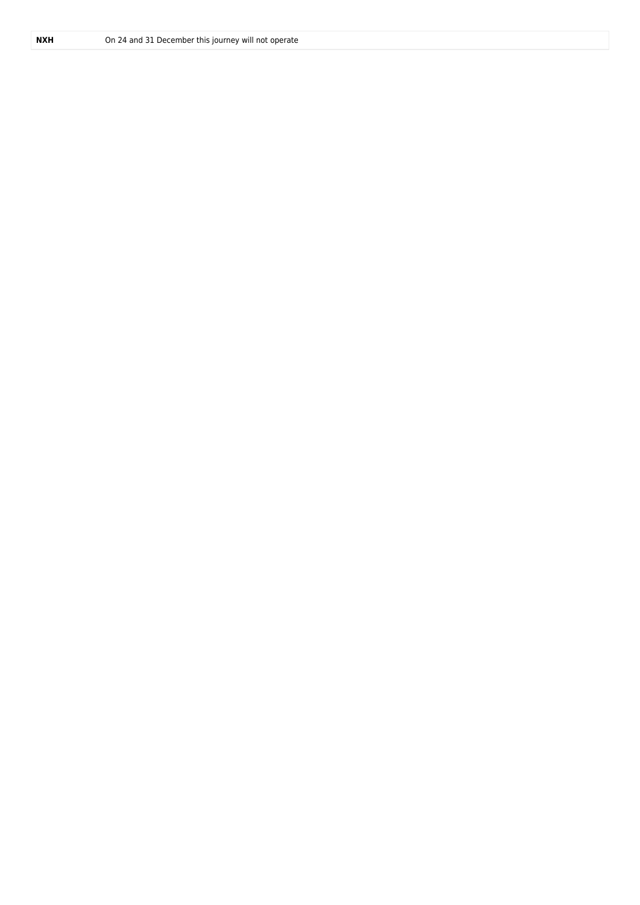| | |
|---|---|
| **NXH** | On 24 and 31 December this journey will not operate |